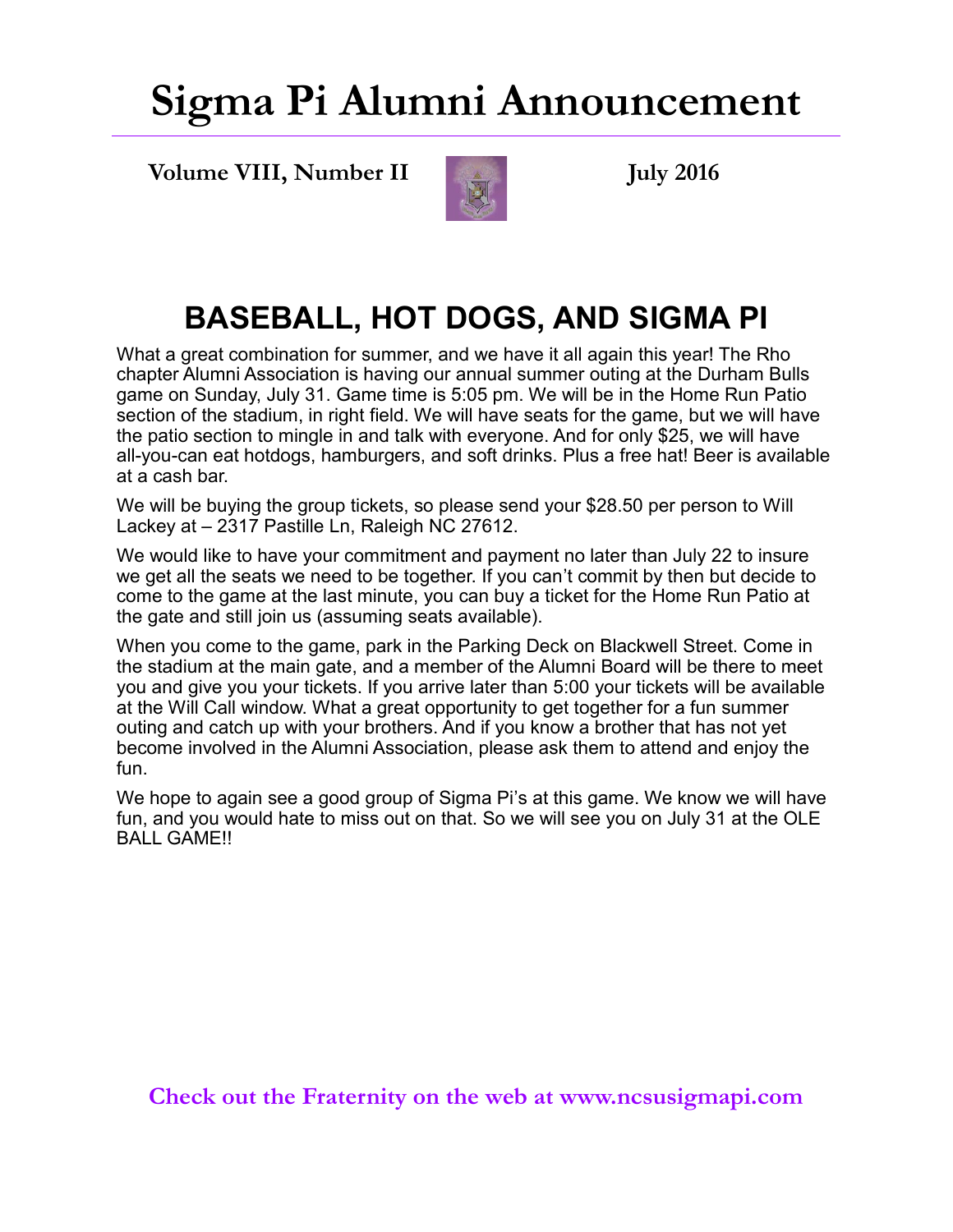# Sigma Pi Alumni Announcement

**Volume VIII, Number II** **July 2016**

## BASEBALL, HOT DOGS, AND SIGMA PI

What a great combination for summer, and we have it all again this year! The Rho chapter Alumni Association is having our annual summer outing at the Durham Bulls game on Sunday, July 31. Game time is 5:05 pm. We will be in the Home Run Patio section of the stadium, in right field. We will have seats for the game, but we will have the patio section to mingle in and talk with everyone. And for only $25, we will have all-you-can eat hotdogs, hamburgers, and soft drinks. Plus a free hat! Beer is available at a cash bar.

We will be buying the group tickets, so please send your $28.50 per person to Will Lackey at – 2317 Pastille Ln, Raleigh NC 27612.

We would like to have your commitment and payment no later than July 22 to insure we get all the seats we need to be together. If you can't commit by then but decide to come to the game at the last minute, you can buy a ticket for the Home Run Patio at the gate and still join us (assuming seats available).

When you come to the game, park in the Parking Deck on Blackwell Street. Come in the stadium at the main gate, and a member of the Alumni Board will be there to meet you and give you your tickets. If you arrive later than 5:00 your tickets will be available at the Will Call window. What a great opportunity to get together for a fun summer outing and catch up with your brothers. And if you know a brother that has not yet become involved in the Alumni Association, please ask them to attend and enjoy the fun.

We hope to again see a good group of Sigma Pi's at this game. We know we will have fun, and you would hate to miss out on that. So we will see you on July 31 at the OLE BALL GAME!!

**Check out the Fraternity on the web at www.ncsusigmapi.com**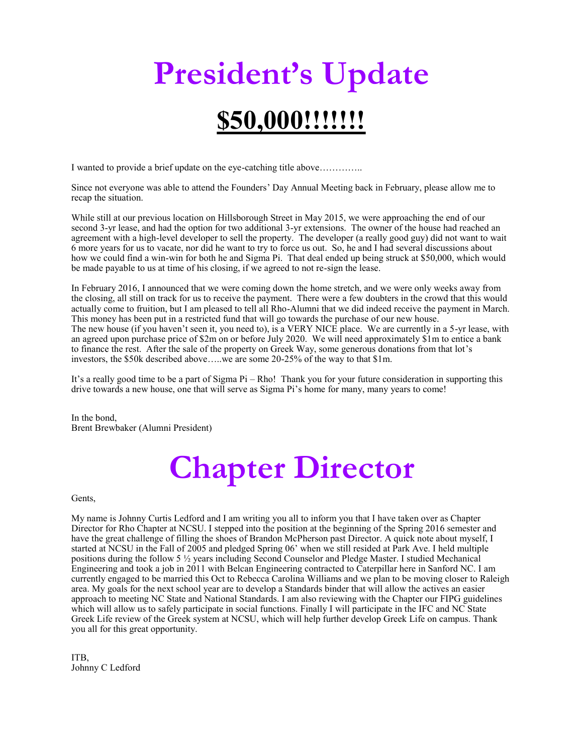# President's Update

## $50,000!!!!!!!

I wanted to provide a brief update on the eye-catching title above…………..

Since not everyone was able to attend the Founders' Day Annual Meeting back in February, please allow me to recap the situation.

While still at our previous location on Hillsborough Street in May 2015, we were approaching the end of our second 3-yr lease, and had the option for two additional 3-yr extensions. The owner of the house had reached an agreement with a high-level developer to sell the property. The developer (a really good guy) did not want to wait 6 more years for us to vacate, nor did he want to try to force us out. So, he and I had several discussions about how we could find a win-win for both he and Sigma Pi. That deal ended up being struck at $50,000, which would be made payable to us at time of his closing, if we agreed to not re-sign the lease.

In February 2016, I announced that we were coming down the home stretch, and we were only weeks away from the closing, all still on track for us to receive the payment. There were a few doubters in the crowd that this would actually come to fruition, but I am pleased to tell all Rho-Alumni that we did indeed receive the payment in March. This money has been put in a restricted fund that will go towards the purchase of our new house.
The new house (if you haven't seen it, you need to), is a VERY NICE place. We are currently in a 5-yr lease, with an agreed upon purchase price of $2m on or before July 2020. We will need approximately $1m to entice a bank to finance the rest. After the sale of the property on Greek Way, some generous donations from that lot's investors, the $50k described above…..we are some 20-25% of the way to that $1m.

It's a really good time to be a part of Sigma Pi – Rho! Thank you for your future consideration in supporting this drive towards a new house, one that will serve as Sigma Pi's home for many, many years to come!

In the bond,
Brent Brewbaker (Alumni President)

# Chapter Director

Gents,

My name is Johnny Curtis Ledford and I am writing you all to inform you that I have taken over as Chapter Director for Rho Chapter at NCSU. I stepped into the position at the beginning of the Spring 2016 semester and have the great challenge of filling the shoes of Brandon McPherson past Director. A quick note about myself, I started at NCSU in the Fall of 2005 and pledged Spring 06' when we still resided at Park Ave. I held multiple positions during the follow 5 ½ years including Second Counselor and Pledge Master. I studied Mechanical Engineering and took a job in 2011 with Belcan Engineering contracted to Caterpillar here in Sanford NC. I am currently engaged to be married this Oct to Rebecca Carolina Williams and we plan to be moving closer to Raleigh area. My goals for the next school year are to develop a Standards binder that will allow the actives an easier approach to meeting NC State and National Standards. I am also reviewing with the Chapter our FIPG guidelines which will allow us to safely participate in social functions. Finally I will participate in the IFC and NC State Greek Life review of the Greek system at NCSU, which will help further develop Greek Life on campus. Thank you all for this great opportunity.

ITB,
Johnny C Ledford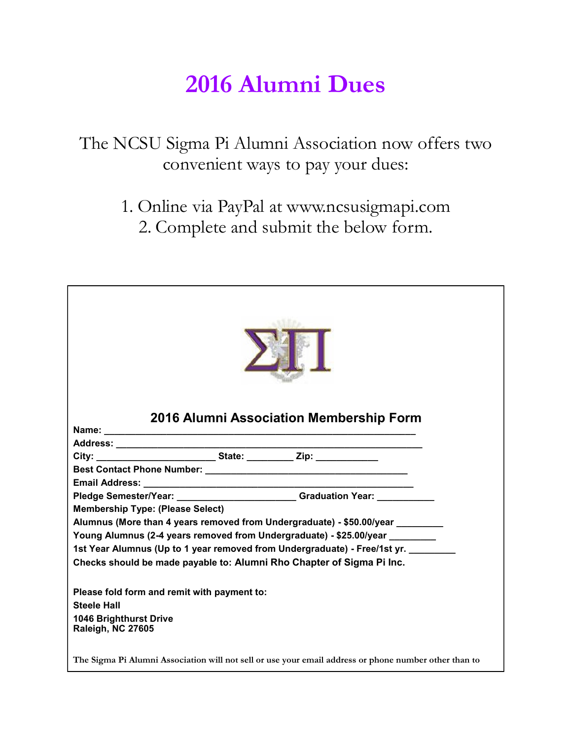# 2016 Alumni Dues

The NCSU Sigma Pi Alumni Association now offers two convenient ways to pay your dues:

1. Online via PayPal at www.ncsusigmapi.com
2. Complete and submit the below form.

## 2016 Alumni Association Membership Form

**Name:** ____________________________________________________________

**Address:** __________________________________________________________

**City:** ______________________ **State:** _________ **Zip:** ____________

**Best Contact Phone Number:** ______________________________________

**Email Address:** _____________________________________________________

**Pledge Semester/Year:** ______________________ **Graduation Year:** ___________

**Membership Type: (Please Select)**

**Alumnus (More than 4 years removed from Undergraduate) - $50.00/year** _________

**Young Alumnus (2-4 years removed from Undergraduate) - $25.00/year** _________

**1st Year Alumnus (Up to 1 year removed from Undergraduate) - Free/1st yr.** _________

**Checks should be made payable to: Alumni Rho Chapter of Sigma Pi Inc.**

**Please fold form and remit with payment to:**

**Steele Hall**

**1046 Brighthurst Drive**
**Raleigh, NC 27605**

**The Sigma Pi Alumni Association will not sell or use your email address or phone number other than to**